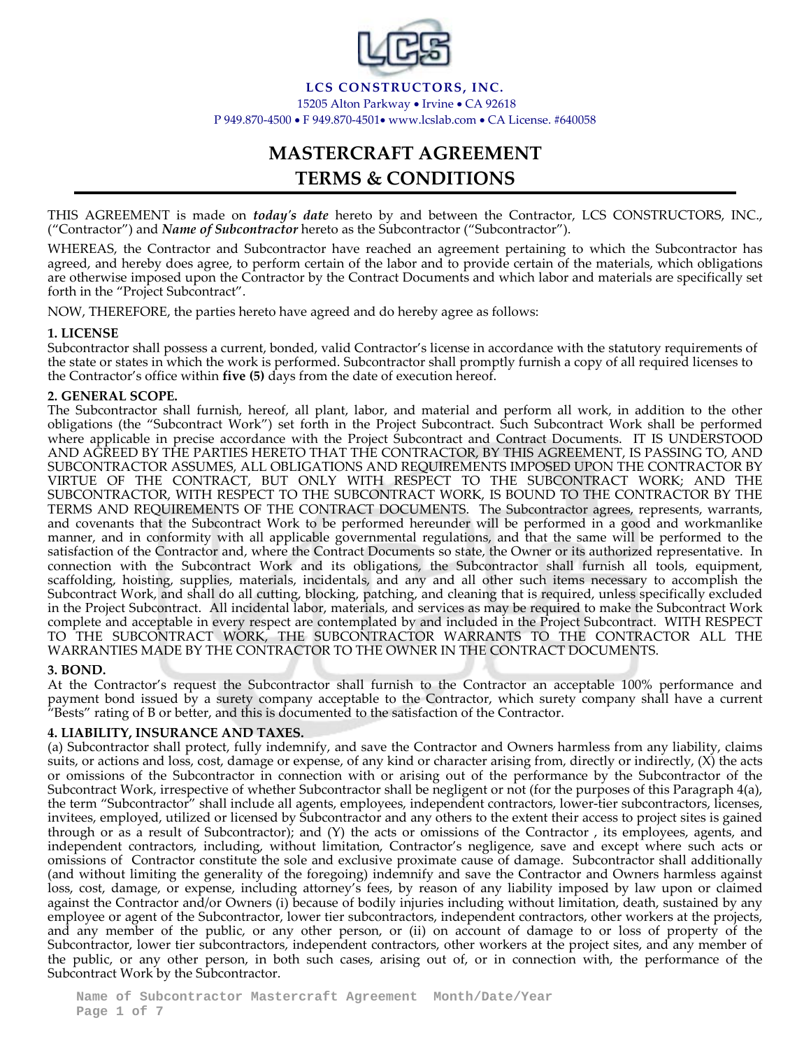**LCS CONSTRUCTORS, INC.**
15205 Alton Parkway • Irvine • CA 92618
P 949.870-4500 • F 949.870-4501• www.lcslab.com • CA License. #640058

# MASTERCRAFT AGREEMENT
# TERMS & CONDITIONS

THIS AGREEMENT is made on ***today's date*** hereto by and between the Contractor, LCS CONSTRUCTORS, INC., ("Contractor") and ***Name of Subcontractor*** hereto as the Subcontractor ("Subcontractor").

WHEREAS, the Contractor and Subcontractor have reached an agreement pertaining to which the Subcontractor has agreed, and hereby does agree, to perform certain of the labor and to provide certain of the materials, which obligations are otherwise imposed upon the Contractor by the Contract Documents and which labor and materials are specifically set forth in the "Project Subcontract".

NOW, THEREFORE, the parties hereto have agreed and do hereby agree as follows:

**1. LICENSE**
Subcontractor shall possess a current, bonded, valid Contractor's license in accordance with the statutory requirements of the state or states in which the work is performed. Subcontractor shall promptly furnish a copy of all required licenses to the Contractor's office within **five (5)** days from the date of execution hereof.

**2. GENERAL SCOPE.**
The Subcontractor shall furnish, hereof, all plant, labor, and material and perform all work, in addition to the other obligations (the "Subcontract Work") set forth in the Project Subcontract. Such Subcontract Work shall be performed where applicable in precise accordance with the Project Subcontract and Contract Documents. IT IS UNDERSTOOD AND AGREED BY THE PARTIES HERETO THAT THE CONTRACTOR, BY THIS AGREEMENT, IS PASSING TO, AND SUBCONTRACTOR ASSUMES, ALL OBLIGATIONS AND REQUIREMENTS IMPOSED UPON THE CONTRACTOR BY VIRTUE OF THE CONTRACT, BUT ONLY WITH RESPECT TO THE SUBCONTRACT WORK; AND THE SUBCONTRACTOR, WITH RESPECT TO THE SUBCONTRACT WORK, IS BOUND TO THE CONTRACTOR BY THE TERMS AND REQUIREMENTS OF THE CONTRACT DOCUMENTS. The Subcontractor agrees, represents, warrants, and covenants that the Subcontract Work to be performed hereunder will be performed in a good and workmanlike manner, and in conformity with all applicable governmental regulations, and that the same will be performed to the satisfaction of the Contractor and, where the Contract Documents so state, the Owner or its authorized representative. In connection with the Subcontract Work and its obligations, the Subcontractor shall furnish all tools, equipment, scaffolding, hoisting, supplies, materials, incidentals, and any and all other such items necessary to accomplish the Subcontract Work, and shall do all cutting, blocking, patching, and cleaning that is required, unless specifically excluded in the Project Subcontract. All incidental labor, materials, and services as may be required to make the Subcontract Work complete and acceptable in every respect are contemplated by and included in the Project Subcontract. WITH RESPECT TO THE SUBCONTRACT WORK, THE SUBCONTRACTOR WARRANTS TO THE CONTRACTOR ALL THE WARRANTIES MADE BY THE CONTRACTOR TO THE OWNER IN THE CONTRACT DOCUMENTS.

**3. BOND.**
At the Contractor's request the Subcontractor shall furnish to the Contractor an acceptable 100% performance and payment bond issued by a surety company acceptable to the Contractor, which surety company shall have a current "Bests" rating of B or better, and this is documented to the satisfaction of the Contractor.

**4. LIABILITY, INSURANCE AND TAXES.**
(a) Subcontractor shall protect, fully indemnify, and save the Contractor and Owners harmless from any liability, claims suits, or actions and loss, cost, damage or expense, of any kind or character arising from, directly or indirectly, (X) the acts or omissions of the Subcontractor in connection with or arising out of the performance by the Subcontractor of the Subcontract Work, irrespective of whether Subcontractor shall be negligent or not (for the purposes of this Paragraph 4(a), the term "Subcontractor" shall include all agents, employees, independent contractors, lower-tier subcontractors, licenses, invitees, employed, utilized or licensed by Subcontractor and any others to the extent their access to project sites is gained through or as a result of Subcontractor); and (Y) the acts or omissions of the Contractor , its employees, agents, and independent contractors, including, without limitation, Contractor's negligence, save and except where such acts or omissions of Contractor constitute the sole and exclusive proximate cause of damage. Subcontractor shall additionally (and without limiting the generality of the foregoing) indemnify and save the Contractor and Owners harmless against loss, cost, damage, or expense, including attorney's fees, by reason of any liability imposed by law upon or claimed against the Contractor and/or Owners (i) because of bodily injuries including without limitation, death, sustained by any employee or agent of the Subcontractor, lower tier subcontractors, independent contractors, other workers at the projects, and any member of the public, or any other person, or (ii) on account of damage to or loss of property of the Subcontractor, lower tier subcontractors, independent contractors, other workers at the project sites, and any member of the public, or any other person, in both such cases, arising out of, or in connection with, the performance of the Subcontract Work by the Subcontractor.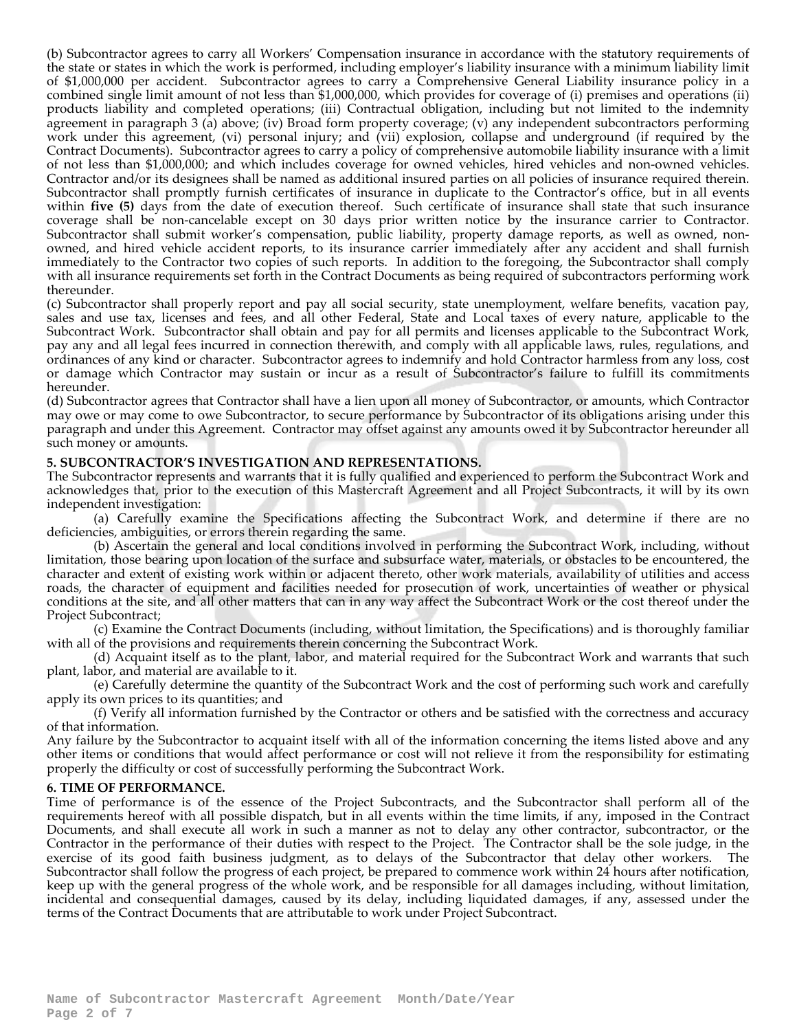(b) Subcontractor agrees to carry all Workers' Compensation insurance in accordance with the statutory requirements of the state or states in which the work is performed, including employer's liability insurance with a minimum liability limit of $1,000,000 per accident. Subcontractor agrees to carry a Comprehensive General Liability insurance policy in a combined single limit amount of not less than $1,000,000, which provides for coverage of (i) premises and operations (ii) products liability and completed operations; (iii) Contractual obligation, including but not limited to the indemnity agreement in paragraph 3 (a) above; (iv) Broad form property coverage; (v) any independent subcontractors performing work under this agreement, (vi) personal injury; and (vii) explosion, collapse and underground (if required by the Contract Documents). Subcontractor agrees to carry a policy of comprehensive automobile liability insurance with a limit of not less than $1,000,000; and which includes coverage for owned vehicles, hired vehicles and non-owned vehicles. Contractor and/or its designees shall be named as additional insured parties on all policies of insurance required therein. Subcontractor shall promptly furnish certificates of insurance in duplicate to the Contractor's office, but in all events within **five (5)** days from the date of execution thereof. Such certificate of insurance shall state that such insurance coverage shall be non-cancelable except on 30 days prior written notice by the insurance carrier to Contractor. Subcontractor shall submit worker's compensation, public liability, property damage reports, as well as owned, non-owned, and hired vehicle accident reports, to its insurance carrier immediately after any accident and shall furnish immediately to the Contractor two copies of such reports. In addition to the foregoing, the Subcontractor shall comply with all insurance requirements set forth in the Contract Documents as being required of subcontractors performing work thereunder.

(c) Subcontractor shall properly report and pay all social security, state unemployment, welfare benefits, vacation pay, sales and use tax, licenses and fees, and all other Federal, State and Local taxes of every nature, applicable to the Subcontract Work. Subcontractor shall obtain and pay for all permits and licenses applicable to the Subcontract Work, pay any and all legal fees incurred in connection therewith, and comply with all applicable laws, rules, regulations, and ordinances of any kind or character. Subcontractor agrees to indemnify and hold Contractor harmless from any loss, cost or damage which Contractor may sustain or incur as a result of Subcontractor's failure to fulfill its commitments hereunder.

(d) Subcontractor agrees that Contractor shall have a lien upon all money of Subcontractor, or amounts, which Contractor may owe or may come to owe Subcontractor, to secure performance by Subcontractor of its obligations arising under this paragraph and under this Agreement. Contractor may offset against any amounts owed it by Subcontractor hereunder all such money or amounts.

**5. SUBCONTRACTOR'S INVESTIGATION AND REPRESENTATIONS.**

The Subcontractor represents and warrants that it is fully qualified and experienced to perform the Subcontract Work and acknowledges that, prior to the execution of this Mastercraft Agreement and all Project Subcontracts, it will by its own independent investigation:

(a) Carefully examine the Specifications affecting the Subcontract Work, and determine if there are no deficiencies, ambiguities, or errors therein regarding the same.

(b) Ascertain the general and local conditions involved in performing the Subcontract Work, including, without limitation, those bearing upon location of the surface and subsurface water, materials, or obstacles to be encountered, the character and extent of existing work within or adjacent thereto, other work materials, availability of utilities and access roads, the character of equipment and facilities needed for prosecution of work, uncertainties of weather or physical conditions at the site, and all other matters that can in any way affect the Subcontract Work or the cost thereof under the Project Subcontract;

(c) Examine the Contract Documents (including, without limitation, the Specifications) and is thoroughly familiar with all of the provisions and requirements therein concerning the Subcontract Work.

(d) Acquaint itself as to the plant, labor, and material required for the Subcontract Work and warrants that such plant, labor, and material are available to it.

(e) Carefully determine the quantity of the Subcontract Work and the cost of performing such work and carefully apply its own prices to its quantities; and

(f) Verify all information furnished by the Contractor or others and be satisfied with the correctness and accuracy of that information.

Any failure by the Subcontractor to acquaint itself with all of the information concerning the items listed above and any other items or conditions that would affect performance or cost will not relieve it from the responsibility for estimating properly the difficulty or cost of successfully performing the Subcontract Work.

**6. TIME OF PERFORMANCE.**

Time of performance is of the essence of the Project Subcontracts, and the Subcontractor shall perform all of the requirements hereof with all possible dispatch, but in all events within the time limits, if any, imposed in the Contract Documents, and shall execute all work in such a manner as not to delay any other contractor, subcontractor, or the Contractor in the performance of their duties with respect to the Project. The Contractor shall be the sole judge, in the exercise of its good faith business judgment, as to delays of the Subcontractor that delay other workers. The Subcontractor shall follow the progress of each project, be prepared to commence work within 24 hours after notification, keep up with the general progress of the whole work, and be responsible for all damages including, without limitation, incidental and consequential damages, caused by its delay, including liquidated damages, if any, assessed under the terms of the Contract Documents that are attributable to work under Project Subcontract.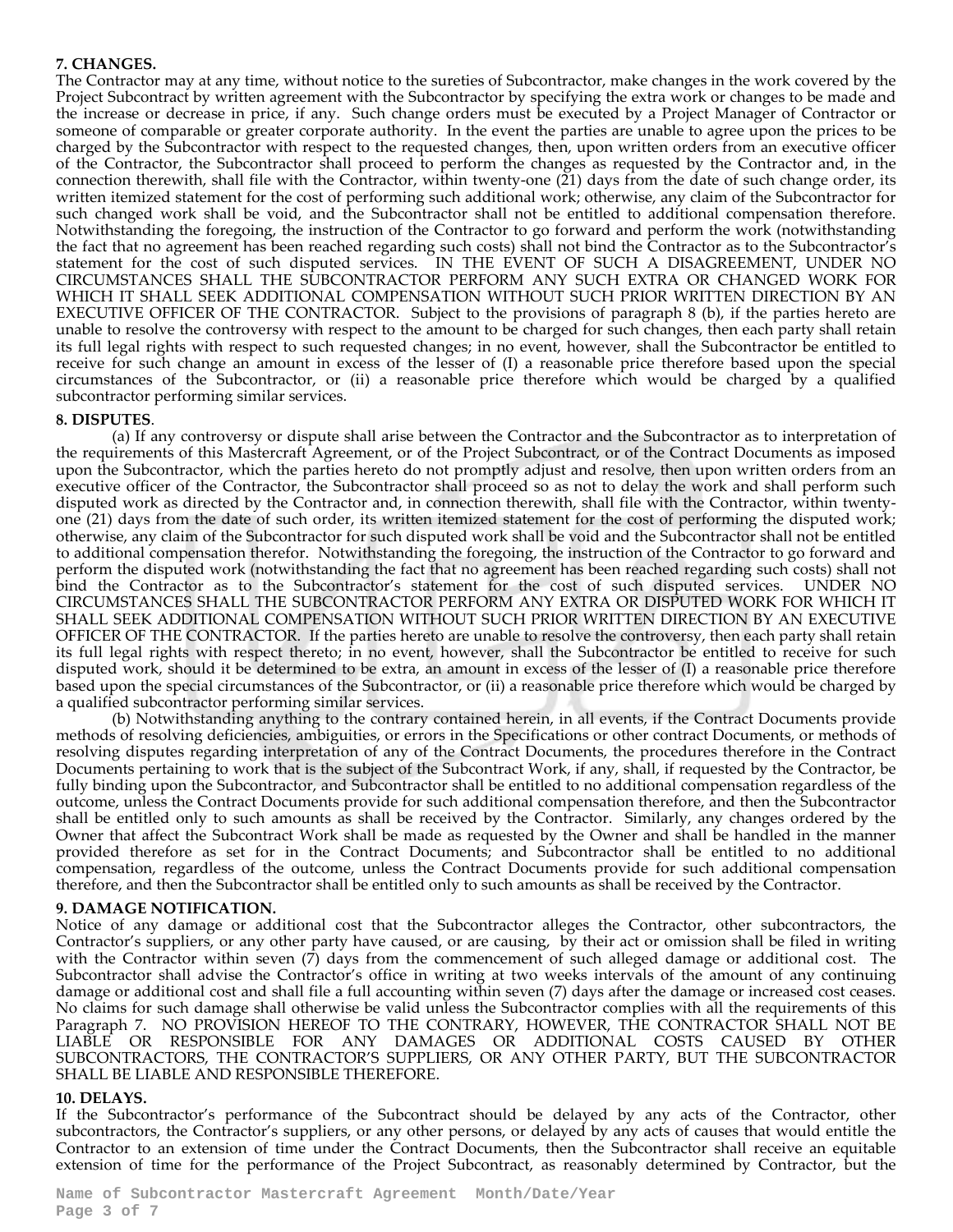**7. CHANGES.**

The Contractor may at any time, without notice to the sureties of Subcontractor, make changes in the work covered by the Project Subcontract by written agreement with the Subcontractor by specifying the extra work or changes to be made and the increase or decrease in price, if any. Such change orders must be executed by a Project Manager of Contractor or someone of comparable or greater corporate authority. In the event the parties are unable to agree upon the prices to be charged by the Subcontractor with respect to the requested changes, then, upon written orders from an executive officer of the Contractor, the Subcontractor shall proceed to perform the changes as requested by the Contractor and, in the connection therewith, shall file with the Contractor, within twenty-one (21) days from the date of such change order, its written itemized statement for the cost of performing such additional work; otherwise, any claim of the Subcontractor for such changed work shall be void, and the Subcontractor shall not be entitled to additional compensation therefore. Notwithstanding the foregoing, the instruction of the Contractor to go forward and perform the work (notwithstanding the fact that no agreement has been reached regarding such costs) shall not bind the Contractor as to the Subcontractor's statement for the cost of such disputed services. IN THE EVENT OF SUCH A DISAGREEMENT, UNDER NO CIRCUMSTANCES SHALL THE SUBCONTRACTOR PERFORM ANY SUCH EXTRA OR CHANGED WORK FOR WHICH IT SHALL SEEK ADDITIONAL COMPENSATION WITHOUT SUCH PRIOR WRITTEN DIRECTION BY AN EXECUTIVE OFFICER OF THE CONTRACTOR. Subject to the provisions of paragraph 8 (b), if the parties hereto are unable to resolve the controversy with respect to the amount to be charged for such changes, then each party shall retain its full legal rights with respect to such requested changes; in no event, however, shall the Subcontractor be entitled to receive for such change an amount in excess of the lesser of (I) a reasonable price therefore based upon the special circumstances of the Subcontractor, or (ii) a reasonable price therefore which would be charged by a qualified subcontractor performing similar services.

**8. DISPUTES**.

(a) If any controversy or dispute shall arise between the Contractor and the Subcontractor as to interpretation of the requirements of this Mastercraft Agreement, or of the Project Subcontract, or of the Contract Documents as imposed upon the Subcontractor, which the parties hereto do not promptly adjust and resolve, then upon written orders from an executive officer of the Contractor, the Subcontractor shall proceed so as not to delay the work and shall perform such disputed work as directed by the Contractor and, in connection therewith, shall file with the Contractor, within twenty-one (21) days from the date of such order, its written itemized statement for the cost of performing the disputed work; otherwise, any claim of the Subcontractor for such disputed work shall be void and the Subcontractor shall not be entitled to additional compensation therefor. Notwithstanding the foregoing, the instruction of the Contractor to go forward and perform the disputed work (notwithstanding the fact that no agreement has been reached regarding such costs) shall not bind the Contractor as to the Subcontractor's statement for the cost of such disputed services. UNDER NO CIRCUMSTANCES SHALL THE SUBCONTRACTOR PERFORM ANY EXTRA OR DISPUTED WORK FOR WHICH IT SHALL SEEK ADDITIONAL COMPENSATION WITHOUT SUCH PRIOR WRITTEN DIRECTION BY AN EXECUTIVE OFFICER OF THE CONTRACTOR. If the parties hereto are unable to resolve the controversy, then each party shall retain its full legal rights with respect thereto; in no event, however, shall the Subcontractor be entitled to receive for such disputed work, should it be determined to be extra, an amount in excess of the lesser of (I) a reasonable price therefore based upon the special circumstances of the Subcontractor, or (ii) a reasonable price therefore which would be charged by a qualified subcontractor performing similar services.

(b) Notwithstanding anything to the contrary contained herein, in all events, if the Contract Documents provide methods of resolving deficiencies, ambiguities, or errors in the Specifications or other contract Documents, or methods of resolving disputes regarding interpretation of any of the Contract Documents, the procedures therefore in the Contract Documents pertaining to work that is the subject of the Subcontract Work, if any, shall, if requested by the Contractor, be fully binding upon the Subcontractor, and Subcontractor shall be entitled to no additional compensation regardless of the outcome, unless the Contract Documents provide for such additional compensation therefore, and then the Subcontractor shall be entitled only to such amounts as shall be received by the Contractor. Similarly, any changes ordered by the Owner that affect the Subcontract Work shall be made as requested by the Owner and shall be handled in the manner provided therefore as set for in the Contract Documents; and Subcontractor shall be entitled to no additional compensation, regardless of the outcome, unless the Contract Documents provide for such additional compensation therefore, and then the Subcontractor shall be entitled only to such amounts as shall be received by the Contractor.

**9. DAMAGE NOTIFICATION.**

Notice of any damage or additional cost that the Subcontractor alleges the Contractor, other subcontractors, the Contractor's suppliers, or any other party have caused, or are causing, by their act or omission shall be filed in writing with the Contractor within seven (7) days from the commencement of such alleged damage or additional cost. The Subcontractor shall advise the Contractor's office in writing at two weeks intervals of the amount of any continuing damage or additional cost and shall file a full accounting within seven (7) days after the damage or increased cost ceases. No claims for such damage shall otherwise be valid unless the Subcontractor complies with all the requirements of this Paragraph 7. NO PROVISION HEREOF TO THE CONTRARY, HOWEVER, THE CONTRACTOR SHALL NOT BE LIABLE OR RESPONSIBLE FOR ANY DAMAGES OR ADDITIONAL COSTS CAUSED BY OTHER SUBCONTRACTORS, THE CONTRACTOR'S SUPPLIERS, OR ANY OTHER PARTY, BUT THE SUBCONTRACTOR SHALL BE LIABLE AND RESPONSIBLE THEREFORE.

**10. DELAYS.**

If the Subcontractor's performance of the Subcontract should be delayed by any acts of the Contractor, other subcontractors, the Contractor's suppliers, or any other persons, or delayed by any acts of causes that would entitle the Contractor to an extension of time under the Contract Documents, then the Subcontractor shall receive an equitable extension of time for the performance of the Project Subcontract, as reasonably determined by Contractor, but the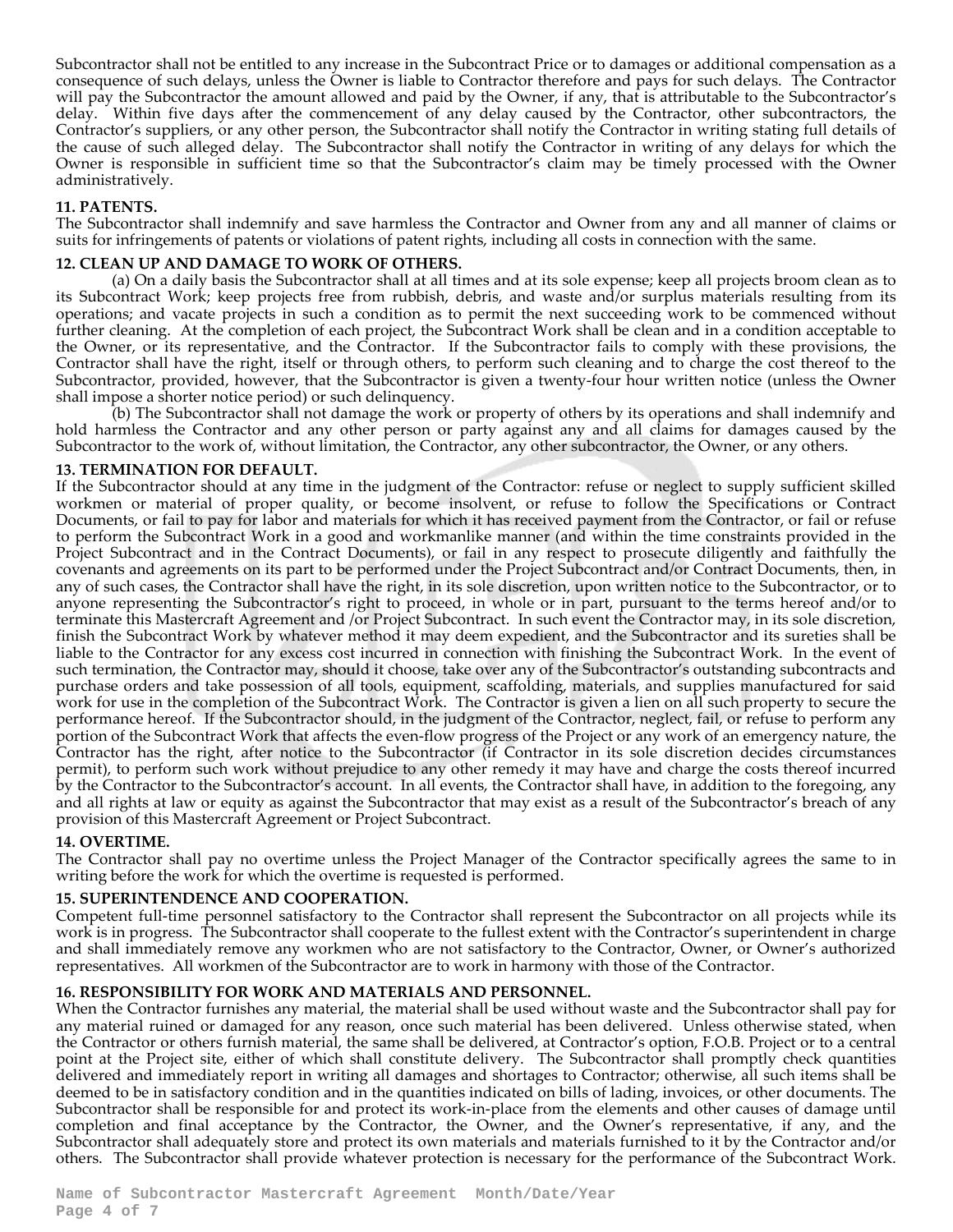Subcontractor shall not be entitled to any increase in the Subcontract Price or to damages or additional compensation as a consequence of such delays, unless the Owner is liable to Contractor therefore and pays for such delays. The Contractor will pay the Subcontractor the amount allowed and paid by the Owner, if any, that is attributable to the Subcontractor's delay. Within five days after the commencement of any delay caused by the Contractor, other subcontractors, the Contractor's suppliers, or any other person, the Subcontractor shall notify the Contractor in writing stating full details of the cause of such alleged delay. The Subcontractor shall notify the Contractor in writing of any delays for which the Owner is responsible in sufficient time so that the Subcontractor's claim may be timely processed with the Owner administratively.

**11. PATENTS.**

The Subcontractor shall indemnify and save harmless the Contractor and Owner from any and all manner of claims or suits for infringements of patents or violations of patent rights, including all costs in connection with the same.

**12. CLEAN UP AND DAMAGE TO WORK OF OTHERS.**

(a) On a daily basis the Subcontractor shall at all times and at its sole expense; keep all projects broom clean as to its Subcontract Work; keep projects free from rubbish, debris, and waste and/or surplus materials resulting from its operations; and vacate projects in such a condition as to permit the next succeeding work to be commenced without further cleaning. At the completion of each project, the Subcontract Work shall be clean and in a condition acceptable to the Owner, or its representative, and the Contractor. If the Subcontractor fails to comply with these provisions, the Contractor shall have the right, itself or through others, to perform such cleaning and to charge the cost thereof to the Subcontractor, provided, however, that the Subcontractor is given a twenty-four hour written notice (unless the Owner shall impose a shorter notice period) or such delinquency.

(b) The Subcontractor shall not damage the work or property of others by its operations and shall indemnify and hold harmless the Contractor and any other person or party against any and all claims for damages caused by the Subcontractor to the work of, without limitation, the Contractor, any other subcontractor, the Owner, or any others.

**13. TERMINATION FOR DEFAULT.**

If the Subcontractor should at any time in the judgment of the Contractor: refuse or neglect to supply sufficient skilled workmen or material of proper quality, or become insolvent, or refuse to follow the Specifications or Contract Documents, or fail to pay for labor and materials for which it has received payment from the Contractor, or fail or refuse to perform the Subcontract Work in a good and workmanlike manner (and within the time constraints provided in the Project Subcontract and in the Contract Documents), or fail in any respect to prosecute diligently and faithfully the covenants and agreements on its part to be performed under the Project Subcontract and/or Contract Documents, then, in any of such cases, the Contractor shall have the right, in its sole discretion, upon written notice to the Subcontractor, or to anyone representing the Subcontractor's right to proceed, in whole or in part, pursuant to the terms hereof and/or to terminate this Mastercraft Agreement and /or Project Subcontract. In such event the Contractor may, in its sole discretion, finish the Subcontract Work by whatever method it may deem expedient, and the Subcontractor and its sureties shall be liable to the Contractor for any excess cost incurred in connection with finishing the Subcontract Work. In the event of such termination, the Contractor may, should it choose, take over any of the Subcontractor's outstanding subcontracts and purchase orders and take possession of all tools, equipment, scaffolding, materials, and supplies manufactured for said work for use in the completion of the Subcontract Work. The Contractor is given a lien on all such property to secure the performance hereof. If the Subcontractor should, in the judgment of the Contractor, neglect, fail, or refuse to perform any portion of the Subcontract Work that affects the even-flow progress of the Project or any work of an emergency nature, the Contractor has the right, after notice to the Subcontractor (if Contractor in its sole discretion decides circumstances permit), to perform such work without prejudice to any other remedy it may have and charge the costs thereof incurred by the Contractor to the Subcontractor's account. In all events, the Contractor shall have, in addition to the foregoing, any and all rights at law or equity as against the Subcontractor that may exist as a result of the Subcontractor's breach of any provision of this Mastercraft Agreement or Project Subcontract.

**14. OVERTIME.**

The Contractor shall pay no overtime unless the Project Manager of the Contractor specifically agrees the same to in writing before the work for which the overtime is requested is performed.

**15. SUPERINTENDENCE AND COOPERATION.**

Competent full-time personnel satisfactory to the Contractor shall represent the Subcontractor on all projects while its work is in progress. The Subcontractor shall cooperate to the fullest extent with the Contractor's superintendent in charge and shall immediately remove any workmen who are not satisfactory to the Contractor, Owner, or Owner's authorized representatives. All workmen of the Subcontractor are to work in harmony with those of the Contractor.

**16. RESPONSIBILITY FOR WORK AND MATERIALS AND PERSONNEL.**

When the Contractor furnishes any material, the material shall be used without waste and the Subcontractor shall pay for any material ruined or damaged for any reason, once such material has been delivered. Unless otherwise stated, when the Contractor or others furnish material, the same shall be delivered, at Contractor's option, F.O.B. Project or to a central point at the Project site, either of which shall constitute delivery. The Subcontractor shall promptly check quantities delivered and immediately report in writing all damages and shortages to Contractor; otherwise, all such items shall be deemed to be in satisfactory condition and in the quantities indicated on bills of lading, invoices, or other documents. The Subcontractor shall be responsible for and protect its work-in-place from the elements and other causes of damage until completion and final acceptance by the Contractor, the Owner, and the Owner's representative, if any, and the Subcontractor shall adequately store and protect its own materials and materials furnished to it by the Contractor and/or others. The Subcontractor shall provide whatever protection is necessary for the performance of the Subcontract Work.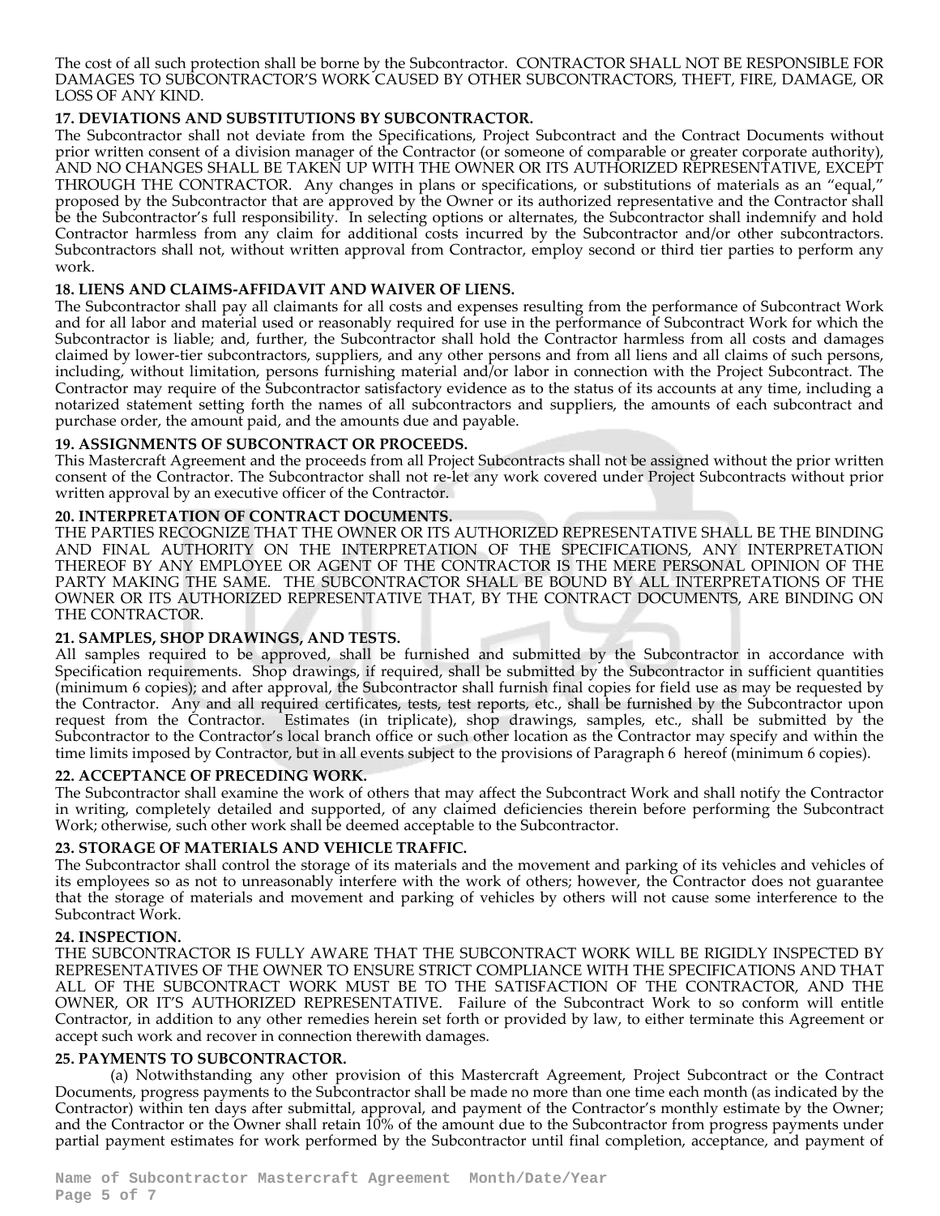The cost of all such protection shall be borne by the Subcontractor. CONTRACTOR SHALL NOT BE RESPONSIBLE FOR DAMAGES TO SUBCONTRACTOR'S WORK CAUSED BY OTHER SUBCONTRACTORS, THEFT, FIRE, DAMAGE, OR LOSS OF ANY KIND.

**17. DEVIATIONS AND SUBSTITUTIONS BY SUBCONTRACTOR.**

The Subcontractor shall not deviate from the Specifications, Project Subcontract and the Contract Documents without prior written consent of a division manager of the Contractor (or someone of comparable or greater corporate authority), AND NO CHANGES SHALL BE TAKEN UP WITH THE OWNER OR ITS AUTHORIZED REPRESENTATIVE, EXCEPT THROUGH THE CONTRACTOR. Any changes in plans or specifications, or substitutions of materials as an "equal," proposed by the Subcontractor that are approved by the Owner or its authorized representative and the Contractor shall be the Subcontractor's full responsibility. In selecting options or alternates, the Subcontractor shall indemnify and hold Contractor harmless from any claim for additional costs incurred by the Subcontractor and/or other subcontractors. Subcontractors shall not, without written approval from Contractor, employ second or third tier parties to perform any work.

**18. LIENS AND CLAIMS-AFFIDAVIT AND WAIVER OF LIENS.**

The Subcontractor shall pay all claimants for all costs and expenses resulting from the performance of Subcontract Work and for all labor and material used or reasonably required for use in the performance of Subcontract Work for which the Subcontractor is liable; and, further, the Subcontractor shall hold the Contractor harmless from all costs and damages claimed by lower-tier subcontractors, suppliers, and any other persons and from all liens and all claims of such persons, including, without limitation, persons furnishing material and/or labor in connection with the Project Subcontract. The Contractor may require of the Subcontractor satisfactory evidence as to the status of its accounts at any time, including a notarized statement setting forth the names of all subcontractors and suppliers, the amounts of each subcontract and purchase order, the amount paid, and the amounts due and payable.

**19. ASSIGNMENTS OF SUBCONTRACT OR PROCEEDS.**

This Mastercraft Agreement and the proceeds from all Project Subcontracts shall not be assigned without the prior written consent of the Contractor. The Subcontractor shall not re-let any work covered under Project Subcontracts without prior written approval by an executive officer of the Contractor.

**20. INTERPRETATION OF CONTRACT DOCUMENTS.**

THE PARTIES RECOGNIZE THAT THE OWNER OR ITS AUTHORIZED REPRESENTATIVE SHALL BE THE BINDING AND FINAL AUTHORITY ON THE INTERPRETATION OF THE SPECIFICATIONS, ANY INTERPRETATION THEREOF BY ANY EMPLOYEE OR AGENT OF THE CONTRACTOR IS THE MERE PERSONAL OPINION OF THE PARTY MAKING THE SAME. THE SUBCONTRACTOR SHALL BE BOUND BY ALL INTERPRETATIONS OF THE OWNER OR ITS AUTHORIZED REPRESENTATIVE THAT, BY THE CONTRACT DOCUMENTS, ARE BINDING ON THE CONTRACTOR.

**21. SAMPLES, SHOP DRAWINGS, AND TESTS.**

All samples required to be approved, shall be furnished and submitted by the Subcontractor in accordance with Specification requirements. Shop drawings, if required, shall be submitted by the Subcontractor in sufficient quantities (minimum 6 copies); and after approval, the Subcontractor shall furnish final copies for field use as may be requested by the Contractor. Any and all required certificates, tests, test reports, etc., shall be furnished by the Subcontractor upon request from the Contractor. Estimates (in triplicate), shop drawings, samples, etc., shall be submitted by the Subcontractor to the Contractor's local branch office or such other location as the Contractor may specify and within the time limits imposed by Contractor, but in all events subject to the provisions of Paragraph 6 hereof (minimum 6 copies).

**22. ACCEPTANCE OF PRECEDING WORK.**

The Subcontractor shall examine the work of others that may affect the Subcontract Work and shall notify the Contractor in writing, completely detailed and supported, of any claimed deficiencies therein before performing the Subcontract Work; otherwise, such other work shall be deemed acceptable to the Subcontractor.

**23. STORAGE OF MATERIALS AND VEHICLE TRAFFIC.**

The Subcontractor shall control the storage of its materials and the movement and parking of its vehicles and vehicles of its employees so as not to unreasonably interfere with the work of others; however, the Contractor does not guarantee that the storage of materials and movement and parking of vehicles by others will not cause some interference to the Subcontract Work.

**24. INSPECTION.**

THE SUBCONTRACTOR IS FULLY AWARE THAT THE SUBCONTRACT WORK WILL BE RIGIDLY INSPECTED BY REPRESENTATIVES OF THE OWNER TO ENSURE STRICT COMPLIANCE WITH THE SPECIFICATIONS AND THAT ALL OF THE SUBCONTRACT WORK MUST BE TO THE SATISFACTION OF THE CONTRACTOR, AND THE OWNER, OR IT'S AUTHORIZED REPRESENTATIVE. Failure of the Subcontract Work to so conform will entitle Contractor, in addition to any other remedies herein set forth or provided by law, to either terminate this Agreement or accept such work and recover in connection therewith damages.

**25. PAYMENTS TO SUBCONTRACTOR.**

(a) Notwithstanding any other provision of this Mastercraft Agreement, Project Subcontract or the Contract Documents, progress payments to the Subcontractor shall be made no more than one time each month (as indicated by the Contractor) within ten days after submittal, approval, and payment of the Contractor's monthly estimate by the Owner; and the Contractor or the Owner shall retain 10% of the amount due to the Subcontractor from progress payments under partial payment estimates for work performed by the Subcontractor until final completion, acceptance, and payment of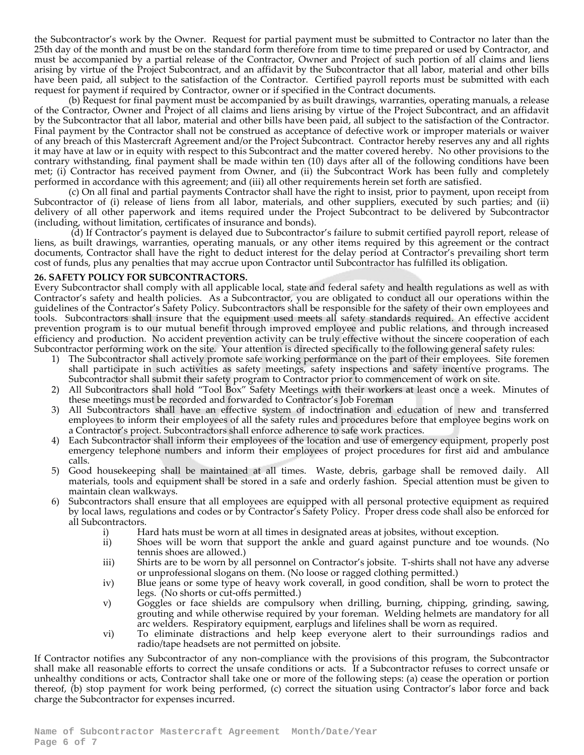the Subcontractor's work by the Owner. Request for partial payment must be submitted to Contractor no later than the 25th day of the month and must be on the standard form therefore from time to time prepared or used by Contractor, and must be accompanied by a partial release of the Contractor, Owner and Project of such portion of all claims and liens arising by virtue of the Project Subcontract, and an affidavit by the Subcontractor that all labor, material and other bills have been paid, all subject to the satisfaction of the Contractor. Certified payroll reports must be submitted with each request for payment if required by Contractor, owner or if specified in the Contract documents.

(b) Request for final payment must be accompanied by as built drawings, warranties, operating manuals, a release of the Contractor, Owner and Project of all claims and liens arising by virtue of the Project Subcontract, and an affidavit by the Subcontractor that all labor, material and other bills have been paid, all subject to the satisfaction of the Contractor. Final payment by the Contractor shall not be construed as acceptance of defective work or improper materials or waiver of any breach of this Mastercraft Agreement and/or the Project Subcontract. Contractor hereby reserves any and all rights it may have at law or in equity with respect to this Subcontract and the matter covered hereby. No other provisions to the contrary withstanding, final payment shall be made within ten (10) days after all of the following conditions have been met; (i) Contractor has received payment from Owner, and (ii) the Subcontract Work has been fully and completely performed in accordance with this agreement; and (iii) all other requirements herein set forth are satisfied.

(c) On all final and partial payments Contractor shall have the right to insist, prior to payment, upon receipt from Subcontractor of (i) release of liens from all labor, materials, and other suppliers, executed by such parties; and (ii) delivery of all other paperwork and items required under the Project Subcontract to be delivered by Subcontractor (including, without limitation, certificates of insurance and bonds).

(d) If Contractor's payment is delayed due to Subcontractor's failure to submit certified payroll report, release of liens, as built drawings, warranties, operating manuals, or any other items required by this agreement or the contract documents, Contractor shall have the right to deduct interest for the delay period at Contractor's prevailing short term cost of funds, plus any penalties that may accrue upon Contractor until Subcontractor has fulfilled its obligation.

**26. SAFETY POLICY FOR SUBCONTRACTORS.**

Every Subcontractor shall comply with all applicable local, state and federal safety and health regulations as well as with Contractor's safety and health policies. As a Subcontractor, you are obligated to conduct all our operations within the guidelines of the Contractor's Safety Policy. Subcontractors shall be responsible for the safety of their own employees and tools. Subcontractors shall insure that the equipment used meets all safety standards required. An effective accident prevention program is to our mutual benefit through improved employee and public relations, and through increased efficiency and production. No accident prevention activity can be truly effective without the sincere cooperation of each Subcontractor performing work on the site. Your attention is directed specifically to the following general safety rules:

1) The Subcontractor shall actively promote safe working performance on the part of their employees. Site foremen shall participate in such activities as safety meetings, safety inspections and safety incentive programs. The Subcontractor shall submit their safety program to Contractor prior to commencement of work on site.
2) All Subcontractors shall hold "Tool Box" Safety Meetings with their workers at least once a week. Minutes of these meetings must be recorded and forwarded to Contractor's Job Foreman
3) All Subcontractors shall have an effective system of indoctrination and education of new and transferred employees to inform their employees of all the safety rules and procedures before that employee begins work on a Contractor's project. Subcontractors shall enforce adherence to safe work practices.
4) Each Subcontractor shall inform their employees of the location and use of emergency equipment, properly post emergency telephone numbers and inform their employees of project procedures for first aid and ambulance calls.
5) Good housekeeping shall be maintained at all times. Waste, debris, garbage shall be removed daily. All materials, tools and equipment shall be stored in a safe and orderly fashion. Special attention must be given to maintain clean walkways.
6) Subcontractors shall ensure that all employees are equipped with all personal protective equipment as required by local laws, regulations and codes or by Contractor's Safety Policy. Proper dress code shall also be enforced for all Subcontractors.
   i) Hard hats must be worn at all times in designated areas at jobsites, without exception.
   ii) Shoes will be worn that support the ankle and guard against puncture and toe wounds. (No tennis shoes are allowed.)
   iii) Shirts are to be worn by all personnel on Contractor's jobsite. T-shirts shall not have any adverse or unprofessional slogans on them. (No loose or ragged clothing permitted.)
   iv) Blue jeans or some type of heavy work coverall, in good condition, shall be worn to protect the legs. (No shorts or cut-offs permitted.)
   v) Goggles or face shields are compulsory when drilling, burning, chipping, grinding, sawing, grouting and while otherwise required by your foreman. Welding helmets are mandatory for all arc welders. Respiratory equipment, earplugs and lifelines shall be worn as required.
   vi) To eliminate distractions and help keep everyone alert to their surroundings radios and radio/tape headsets are not permitted on jobsite.

If Contractor notifies any Subcontractor of any non-compliance with the provisions of this program, the Subcontractor shall make all reasonable efforts to correct the unsafe conditions or acts. If a Subcontractor refuses to correct unsafe or unhealthy conditions or acts, Contractor shall take one or more of the following steps: (a) cease the operation or portion thereof, (b) stop payment for work being performed, (c) correct the situation using Contractor's labor force and back charge the Subcontractor for expenses incurred.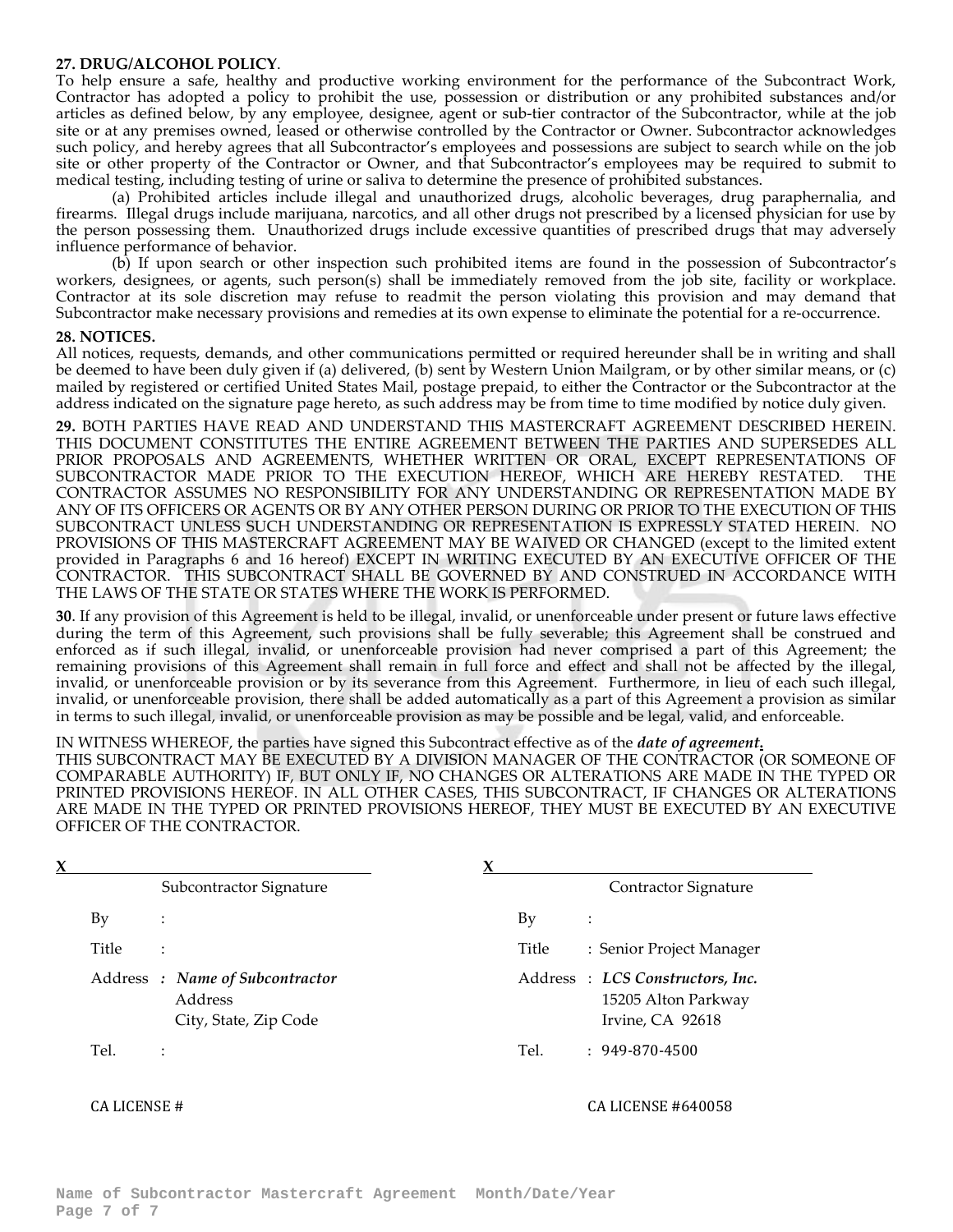**27. DRUG/ALCOHOL POLICY**.

To help ensure a safe, healthy and productive working environment for the performance of the Subcontract Work, Contractor has adopted a policy to prohibit the use, possession or distribution or any prohibited substances and/or articles as defined below, by any employee, designee, agent or sub-tier contractor of the Subcontractor, while at the job site or at any premises owned, leased or otherwise controlled by the Contractor or Owner. Subcontractor acknowledges such policy, and hereby agrees that all Subcontractor's employees and possessions are subject to search while on the job site or other property of the Contractor or Owner, and that Subcontractor's employees may be required to submit to medical testing, including testing of urine or saliva to determine the presence of prohibited substances.

(a) Prohibited articles include illegal and unauthorized drugs, alcoholic beverages, drug paraphernalia, and firearms. Illegal drugs include marijuana, narcotics, and all other drugs not prescribed by a licensed physician for use by the person possessing them. Unauthorized drugs include excessive quantities of prescribed drugs that may adversely influence performance of behavior.

(b) If upon search or other inspection such prohibited items are found in the possession of Subcontractor's workers, designees, or agents, such person(s) shall be immediately removed from the job site, facility or workplace. Contractor at its sole discretion may refuse to readmit the person violating this provision and may demand that Subcontractor make necessary provisions and remedies at its own expense to eliminate the potential for a re-occurrence.

**28. NOTICES.**

All notices, requests, demands, and other communications permitted or required hereunder shall be in writing and shall be deemed to have been duly given if (a) delivered, (b) sent by Western Union Mailgram, or by other similar means, or (c) mailed by registered or certified United States Mail, postage prepaid, to either the Contractor or the Subcontractor at the address indicated on the signature page hereto, as such address may be from time to time modified by notice duly given.

**29.** BOTH PARTIES HAVE READ AND UNDERSTAND THIS MASTERCRAFT AGREEMENT DESCRIBED HEREIN. THIS DOCUMENT CONSTITUTES THE ENTIRE AGREEMENT BETWEEN THE PARTIES AND SUPERSEDES ALL PRIOR PROPOSALS AND AGREEMENTS, WHETHER WRITTEN OR ORAL, EXCEPT REPRESENTATIONS OF SUBCONTRACTOR MADE PRIOR TO THE EXECUTION HEREOF, WHICH ARE HEREBY RESTATED. THE CONTRACTOR ASSUMES NO RESPONSIBILITY FOR ANY UNDERSTANDING OR REPRESENTATION MADE BY ANY OF ITS OFFICERS OR AGENTS OR BY ANY OTHER PERSON DURING OR PRIOR TO THE EXECUTION OF THIS SUBCONTRACT UNLESS SUCH UNDERSTANDING OR REPRESENTATION IS EXPRESSLY STATED HEREIN. NO PROVISIONS OF THIS MASTERCRAFT AGREEMENT MAY BE WAIVED OR CHANGED (except to the limited extent provided in Paragraphs 6 and 16 hereof) EXCEPT IN WRITING EXECUTED BY AN EXECUTIVE OFFICER OF THE CONTRACTOR. THIS SUBCONTRACT SHALL BE GOVERNED BY AND CONSTRUED IN ACCORDANCE WITH THE LAWS OF THE STATE OR STATES WHERE THE WORK IS PERFORMED.

**30**. If any provision of this Agreement is held to be illegal, invalid, or unenforceable under present or future laws effective during the term of this Agreement, such provisions shall be fully severable; this Agreement shall be construed and enforced as if such illegal, invalid, or unenforceable provision had never comprised a part of this Agreement; the remaining provisions of this Agreement shall remain in full force and effect and shall not be affected by the illegal, invalid, or unenforceable provision or by its severance from this Agreement. Furthermore, in lieu of each such illegal, invalid, or unenforceable provision, there shall be added automatically as a part of this Agreement a provision as similar in terms to such illegal, invalid, or unenforceable provision as may be possible and be legal, valid, and enforceable.

IN WITNESS WHEREOF, the parties have signed this Subcontract effective as of the ***date of agreement*.**

THIS SUBCONTRACT MAY BE EXECUTED BY A DIVISION MANAGER OF THE CONTRACTOR (OR SOMEONE OF COMPARABLE AUTHORITY) IF, BUT ONLY IF, NO CHANGES OR ALTERATIONS ARE MADE IN THE TYPED OR PRINTED PROVISIONS HEREOF. IN ALL OTHER CASES, THIS SUBCONTRACT, IF CHANGES OR ALTERATIONS ARE MADE IN THE TYPED OR PRINTED PROVISIONS HEREOF, THEY MUST BE EXECUTED BY AN EXECUTIVE OFFICER OF THE CONTRACTOR.

**X** ______________________________
Subcontractor Signature

By :

Title :

Address : ***Name of Subcontractor***
Address
City, State, Zip Code

Tel. :

CA LICENSE #

**X** ______________________________
Contractor Signature

By :

Title : Senior Project Manager

Address : ***LCS Constructors, Inc.***
15205 Alton Parkway
Irvine, CA 92618

Tel. : 949-870-4500

CA LICENSE #640058